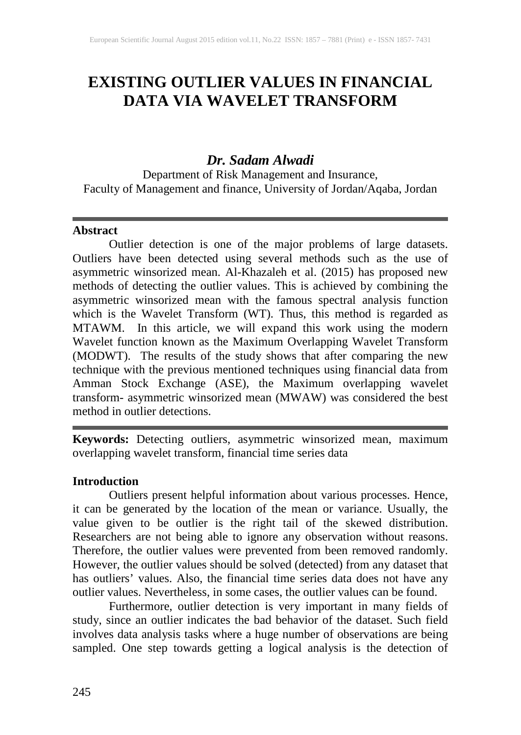# EXISTING OUTLIER VALUES IN FINANCIAL DATA VIA WAVELET TRANSFORM

### *Dr. Sadam Alwadi*

Department of Risk Management and Insurance,
Faculty of Management and finance, University of Jordan/Aqaba, Jordan

---

**Abstract**

Outlier detection is one of the major problems of large datasets. Outliers have been detected using several methods such as the use of asymmetric winsorized mean. Al-Khazaleh et al. (2015) has proposed new methods of detecting the outlier values. This is achieved by combining the asymmetric winsorized mean with the famous spectral analysis function which is the Wavelet Transform (WT). Thus, this method is regarded as MTAWM. In this article, we will expand this work using the modern Wavelet function known as the Maximum Overlapping Wavelet Transform (MODWT). The results of the study shows that after comparing the new technique with the previous mentioned techniques using financial data from Amman Stock Exchange (ASE), the Maximum overlapping wavelet transform- asymmetric winsorized mean (MWAW) was considered the best method in outlier detections.

---

**Keywords:** Detecting outliers, asymmetric winsorized mean, maximum overlapping wavelet transform, financial time series data

**Introduction**

Outliers present helpful information about various processes. Hence, it can be generated by the location of the mean or variance. Usually, the value given to be outlier is the right tail of the skewed distribution. Researchers are not being able to ignore any observation without reasons. Therefore, the outlier values were prevented from been removed randomly. However, the outlier values should be solved (detected) from any dataset that has outliers' values. Also, the financial time series data does not have any outlier values. Nevertheless, in some cases, the outlier values can be found.

Furthermore, outlier detection is very important in many fields of study, since an outlier indicates the bad behavior of the dataset. Such field involves data analysis tasks where a huge number of observations are being sampled. One step towards getting a logical analysis is the detection of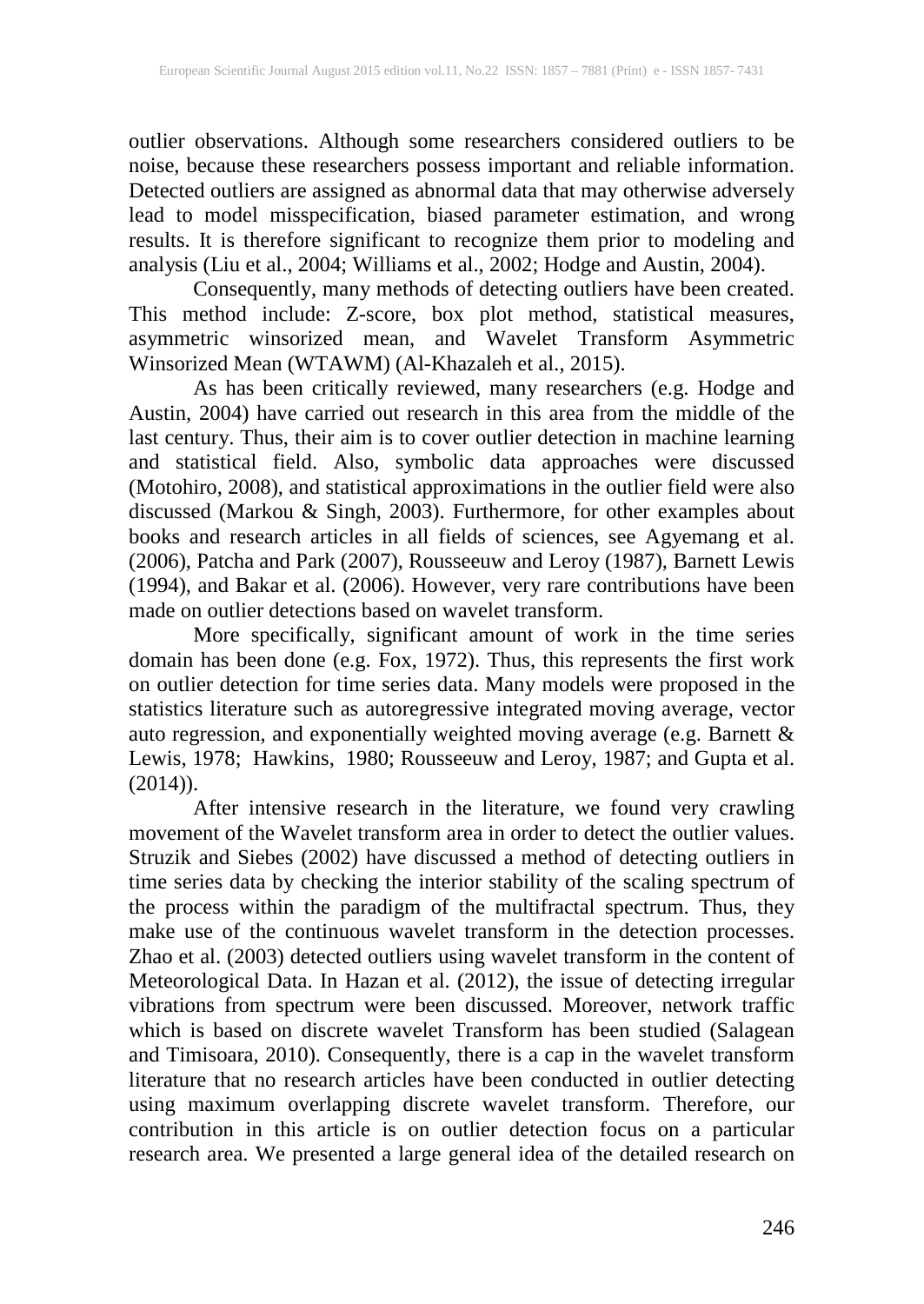outlier observations. Although some researchers considered outliers to be noise, because these researchers possess important and reliable information. Detected outliers are assigned as abnormal data that may otherwise adversely lead to model misspecification, biased parameter estimation, and wrong results. It is therefore significant to recognize them prior to modeling and analysis (Liu et al., 2004; Williams et al., 2002; Hodge and Austin, 2004).

Consequently, many methods of detecting outliers have been created. This method include: Z-score, box plot method, statistical measures, asymmetric winsorized mean, and Wavelet Transform Asymmetric Winsorized Mean (WTAWM) (Al-Khazaleh et al., 2015).

As has been critically reviewed, many researchers (e.g. Hodge and Austin, 2004) have carried out research in this area from the middle of the last century. Thus, their aim is to cover outlier detection in machine learning and statistical field. Also, symbolic data approaches were discussed (Motohiro, 2008), and statistical approximations in the outlier field were also discussed (Markou & Singh, 2003). Furthermore, for other examples about books and research articles in all fields of sciences, see Agyemang et al. (2006), Patcha and Park (2007), Rousseeuw and Leroy (1987), Barnett Lewis (1994), and Bakar et al. (2006). However, very rare contributions have been made on outlier detections based on wavelet transform.

More specifically, significant amount of work in the time series domain has been done (e.g. Fox, 1972). Thus, this represents the first work on outlier detection for time series data. Many models were proposed in the statistics literature such as autoregressive integrated moving average, vector auto regression, and exponentially weighted moving average (e.g. Barnett & Lewis, 1978; Hawkins, 1980; Rousseeuw and Leroy, 1987; and Gupta et al. (2014)).

After intensive research in the literature, we found very crawling movement of the Wavelet transform area in order to detect the outlier values. Struzik and Siebes (2002) have discussed a method of detecting outliers in time series data by checking the interior stability of the scaling spectrum of the process within the paradigm of the multifractal spectrum. Thus, they make use of the continuous wavelet transform in the detection processes. Zhao et al. (2003) detected outliers using wavelet transform in the content of Meteorological Data. In Hazan et al. (2012), the issue of detecting irregular vibrations from spectrum were been discussed. Moreover, network traffic which is based on discrete wavelet Transform has been studied (Salagean and Timisoara, 2010). Consequently, there is a cap in the wavelet transform literature that no research articles have been conducted in outlier detecting using maximum overlapping discrete wavelet transform. Therefore, our contribution in this article is on outlier detection focus on a particular research area. We presented a large general idea of the detailed research on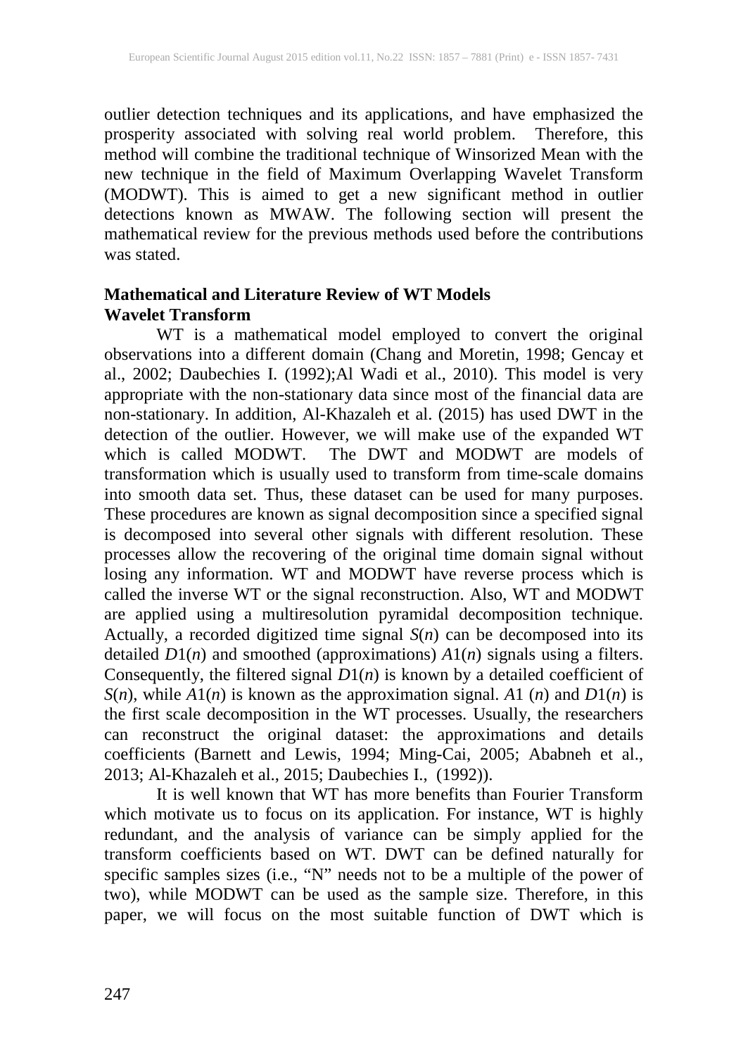outlier detection techniques and its applications, and have emphasized the prosperity associated with solving real world problem. Therefore, this method will combine the traditional technique of Winsorized Mean with the new technique in the field of Maximum Overlapping Wavelet Transform (MODWT). This is aimed to get a new significant method in outlier detections known as MWAW. The following section will present the mathematical review for the previous methods used before the contributions was stated.

## Mathematical and Literature Review of WT Models

### Wavelet Transform

WT is a mathematical model employed to convert the original observations into a different domain (Chang and Moretin, 1998; Gencay et al., 2002; Daubechies I. (1992);Al Wadi et al., 2010). This model is very appropriate with the non-stationary data since most of the financial data are non-stationary. In addition, Al-Khazaleh et al. (2015) has used DWT in the detection of the outlier. However, we will make use of the expanded WT which is called MODWT. The DWT and MODWT are models of transformation which is usually used to transform from time-scale domains into smooth data set. Thus, these dataset can be used for many purposes. These procedures are known as signal decomposition since a specified signal is decomposed into several other signals with different resolution. These processes allow the recovering of the original time domain signal without losing any information. WT and MODWT have reverse process which is called the inverse WT or the signal reconstruction. Also, WT and MODWT are applied using a multiresolution pyramidal decomposition technique. Actually, a recorded digitized time signal $S(n)$ can be decomposed into its detailed $D1(n)$ and smoothed (approximations) $A1(n)$ signals using a filters. Consequently, the filtered signal $D1(n)$ is known by a detailed coefficient of $S(n)$, while $A1(n)$ is known as the approximation signal. $A1$ $(n)$ and $D1(n)$ is the first scale decomposition in the WT processes. Usually, the researchers can reconstruct the original dataset: the approximations and details coefficients (Barnett and Lewis, 1994; Ming-Cai, 2005; Ababneh et al., 2013; Al-Khazaleh et al., 2015; Daubechies I., (1992)).

It is well known that WT has more benefits than Fourier Transform which motivate us to focus on its application. For instance, WT is highly redundant, and the analysis of variance can be simply applied for the transform coefficients based on WT. DWT can be defined naturally for specific samples sizes (i.e., "N" needs not to be a multiple of the power of two), while MODWT can be used as the sample size. Therefore, in this paper, we will focus on the most suitable function of DWT which is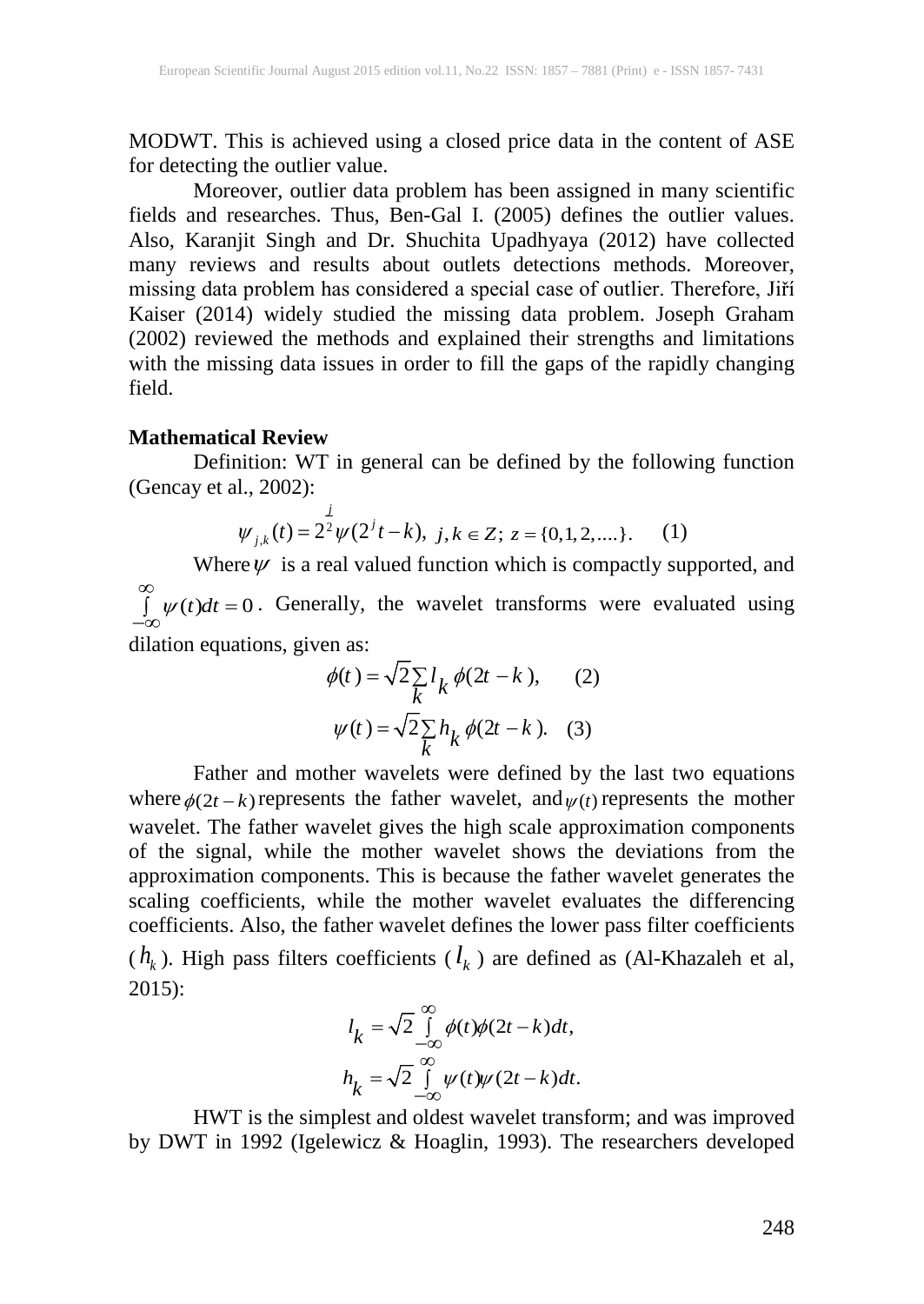MODWT. This is achieved using a closed price data in the content of ASE for detecting the outlier value.

Moreover, outlier data problem has been assigned in many scientific fields and researches. Thus, Ben-Gal I. (2005) defines the outlier values. Also, Karanjit Singh and Dr. Shuchita Upadhyaya (2012) have collected many reviews and results about outlets detections methods. Moreover, missing data problem has considered a special case of outlier. Therefore, Jiří Kaiser (2014) widely studied the missing data problem. Joseph Graham (2002) reviewed the methods and explained their strengths and limitations with the missing data issues in order to fill the gaps of the rapidly changing field.

**Mathematical Review**

Definition: WT in general can be defined by the following function (Gencay et al., 2002):

$$\psi_{j,k}(t) = 2^{\frac{j}{2}}\psi(2^j t - k),\ j,k \in Z;\ z = \{0,1,2,....\}. \quad (1)$$

Where $\psi$ is a real valued function which is compactly supported, and $\int_{-\infty}^{\infty} \psi(t)dt = 0$. Generally, the wavelet transforms were evaluated using dilation equations, given as:

$$\phi(t) = \sqrt{2}\sum_{k} l_k\, \phi(2t - k), \quad (2)$$

$$\psi(t) = \sqrt{2}\sum_{k} h_k\, \phi(2t - k). \quad (3)$$

Father and mother wavelets were defined by the last two equations where $\phi(2t-k)$ represents the father wavelet, and $\psi(t)$ represents the mother wavelet. The father wavelet gives the high scale approximation components of the signal, while the mother wavelet shows the deviations from the approximation components. This is because the father wavelet generates the scaling coefficients, while the mother wavelet evaluates the differencing coefficients. Also, the father wavelet defines the lower pass filter coefficients ($h_k$). High pass filters coefficients ($l_k$) are defined as (Al-Khazaleh et al, 2015):

$$l_k = \sqrt{2}\int_{-\infty}^{\infty} \phi(t)\phi(2t-k)dt,$$

$$h_k = \sqrt{2}\int_{-\infty}^{\infty} \psi(t)\psi(2t-k)dt.$$

HWT is the simplest and oldest wavelet transform; and was improved by DWT in 1992 (Igelewicz & Hoaglin, 1993). The researchers developed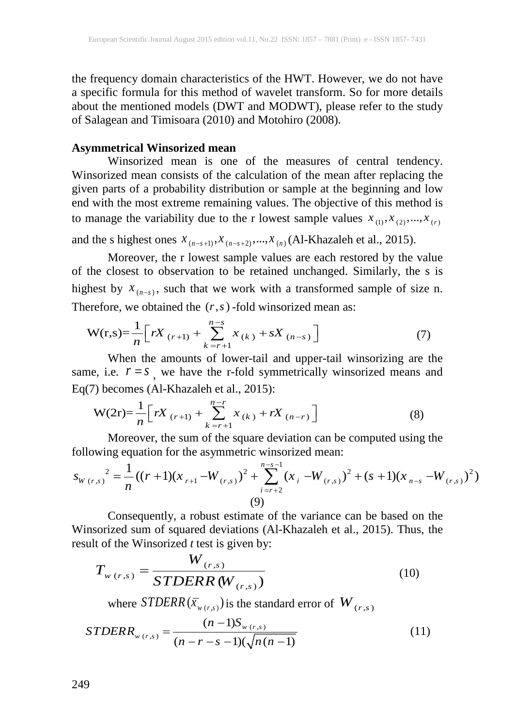the frequency domain characteristics of the HWT. However, we do not have a specific formula for this method of wavelet transform. So for more details about the mentioned models (DWT and MODWT), please refer to the study of Salagean and Timisoara (2010) and Motohiro (2008).

**Asymmetrical Winsorized mean**

Winsorized mean is one of the measures of central tendency. Winsorized mean consists of the calculation of the mean after replacing the given parts of a probability distribution or sample at the beginning and low end with the most extreme remaining values. The objective of this method is to manage the variability due to the r lowest sample values $x_{(1)}, x_{(2)}, ..., x_{(r)}$ and the s highest ones $x_{(n-s+1)}, x_{(n-s+2)}, ..., x_{(n)}$ (Al-Khazaleh et al., 2015).

Moreover, the r lowest sample values are each restored by the value of the closest to observation to be retained unchanged. Similarly, the s is highest by $x_{(n-s)}$, such that we work with a transformed sample of size n. Therefore, we obtained the $(r,s)$-fold winsorized mean as:

$$\text{W(r,s)}=\frac{1}{n}\left[rX_{(r+1)}+\sum_{k=r+1}^{n-s}x_{(k)}+sX_{(n-s)}\right] \tag{7}$$

When the amounts of lower-tail and upper-tail winsorizing are the same, i.e. $r = s$, we have the r-fold symmetrically winsorized means and Eq(7) becomes (Al-Khazaleh et al., 2015):

$$\text{W(2r)}=\frac{1}{n}\left[rX_{(r+1)}+\sum_{k=r+1}^{n-r}x_{(k)}+rX_{(n-r)}\right] \tag{8}$$

Moreover, the sum of the square deviation can be computed using the following equation for the asymmetric winsorized mean:

$$s_{W(r,s)}{}^2=\frac{1}{n}((r+1)(x_{r+1}-W_{(r,s)})^2+\sum_{i=r+2}^{n-s-1}(x_i-W_{(r,s)})^2+(s+1)(x_{n-s}-W_{(r,s)})^2) \tag{9}$$

Consequently, a robust estimate of the variance can be based on the Winsorized sum of squared deviations (Al-Khazaleh et al., 2015). Thus, the result of the Winsorized *t* test is given by:

$$T_{w(r,s)}=\frac{W_{(r,s)}}{STDERR(W_{(r,s)})} \tag{10}$$

where $STDERR(\overline{x}_{w(r,s)})$ is the standard error of $W_{(r,s)}$

$$STDERR_{w(r,s)}=\frac{(n-1)S_{w(r,s)}}{(n-r-s-1)(\sqrt{n(n-1)}} \tag{11}$$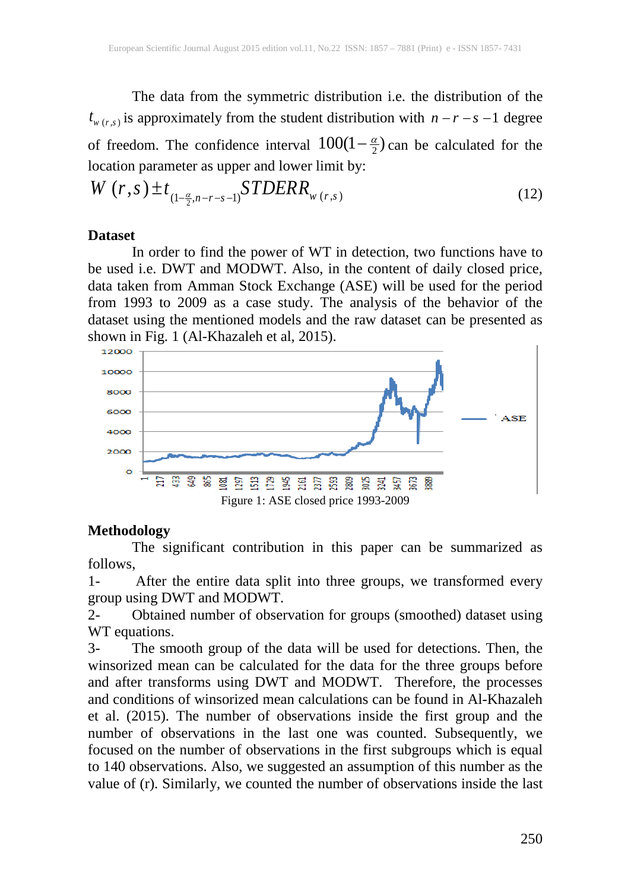The data from the symmetric distribution i.e. the distribution of the $t_{w(r,s)}$ is approximately from the student distribution with $n-r-s-1$ degree of freedom. The confidence interval $100(1-\frac{\alpha}{2})$ can be calculated for the location parameter as upper and lower limit by:

$$W(r,s) \pm t_{(1-\frac{\alpha}{2}, n-r-s-1)} STDERR_{w(r,s)} \tag{12}$$

**Dataset**

In order to find the power of WT in detection, two functions have to be used i.e. DWT and MODWT. Also, in the content of daily closed price, data taken from Amman Stock Exchange (ASE) will be used for the period from 1993 to 2009 as a case study. The analysis of the behavior of the dataset using the mentioned models and the raw dataset can be presented as shown in Fig. 1 (Al-Khazaleh et al, 2015).

Figure 1: ASE closed price 1993-2009

**Methodology**

The significant contribution in this paper can be summarized as follows,

1- After the entire data split into three groups, we transformed every group using DWT and MODWT.

2- Obtained number of observation for groups (smoothed) dataset using WT equations.

3- The smooth group of the data will be used for detections. Then, the winsorized mean can be calculated for the data for the three groups before and after transforms using DWT and MODWT. Therefore, the processes and conditions of winsorized mean calculations can be found in Al-Khazaleh et al. (2015). The number of observations inside the first group and the number of observations in the last one was counted. Subsequently, we focused on the number of observations in the first subgroups which is equal to 140 observations. Also, we suggested an assumption of this number as the value of (r). Similarly, we counted the number of observations inside the last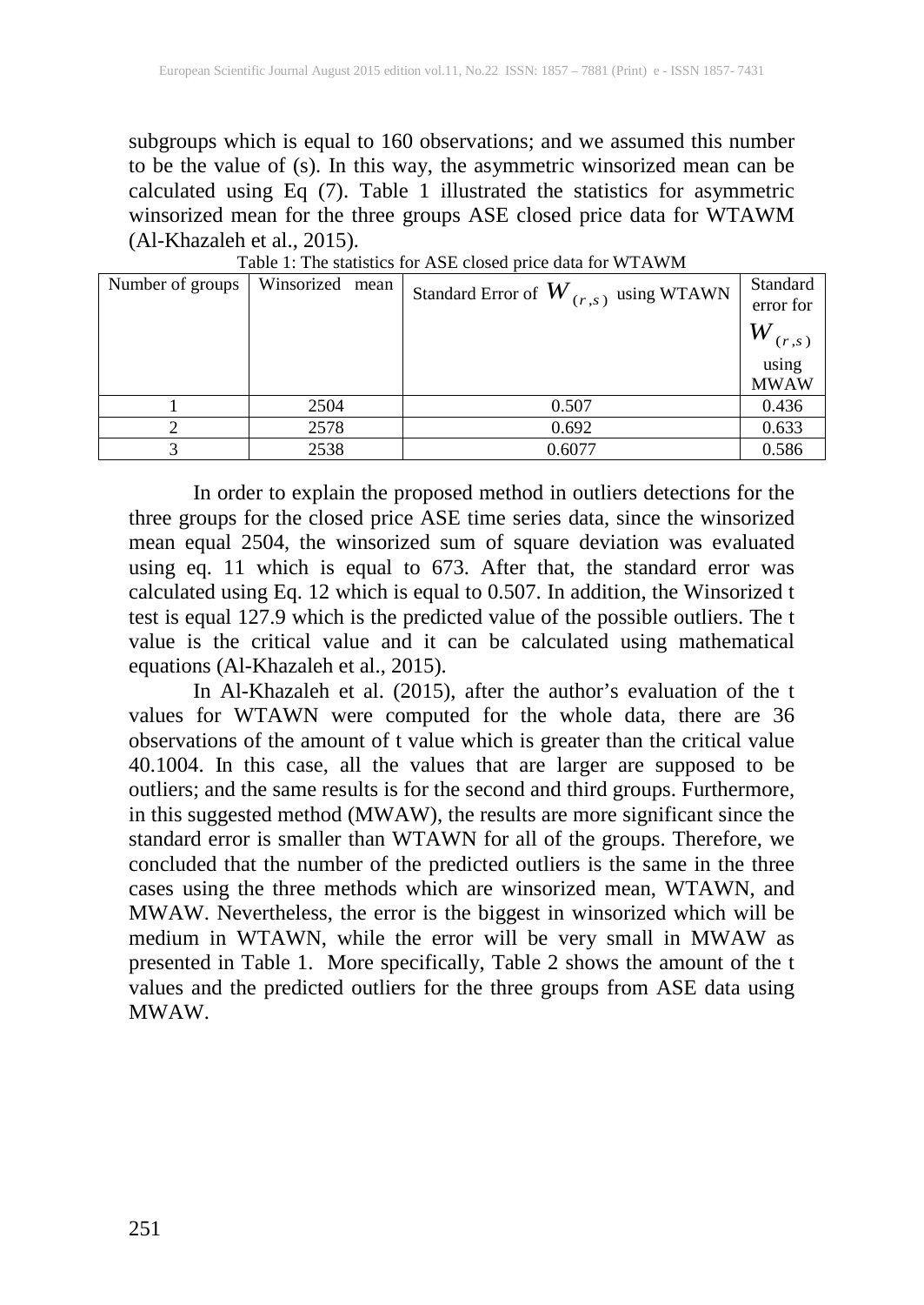subgroups which is equal to 160 observations; and we assumed this number to be the value of (s). In this way, the asymmetric winsorized mean can be calculated using Eq (7). Table 1 illustrated the statistics for asymmetric winsorized mean for the three groups ASE closed price data for WTAWM (Al-Khazaleh et al., 2015).

Table 1: The statistics for ASE closed price data for WTAWM

| Number of groups | Winsorized mean | Standard Error of $W_{(r,s)}$ using WTAWN | Standard error for $W_{(r,s)}$ using MWAW |
|---|---|---|---|
| 1 | 2504 | 0.507 | 0.436 |
| 2 | 2578 | 0.692 | 0.633 |
| 3 | 2538 | 0.6077 | 0.586 |

In order to explain the proposed method in outliers detections for the three groups for the closed price ASE time series data, since the winsorized mean equal 2504, the winsorized sum of square deviation was evaluated using eq. 11 which is equal to 673. After that, the standard error was calculated using Eq. 12 which is equal to 0.507. In addition, the Winsorized t test is equal 127.9 which is the predicted value of the possible outliers. The t value is the critical value and it can be calculated using mathematical equations (Al-Khazaleh et al., 2015).

In Al-Khazaleh et al. (2015), after the author's evaluation of the t values for WTAWN were computed for the whole data, there are 36 observations of the amount of t value which is greater than the critical value 40.1004. In this case, all the values that are larger are supposed to be outliers; and the same results is for the second and third groups. Furthermore, in this suggested method (MWAW), the results are more significant since the standard error is smaller than WTAWN for all of the groups. Therefore, we concluded that the number of the predicted outliers is the same in the three cases using the three methods which are winsorized mean, WTAWN, and MWAW. Nevertheless, the error is the biggest in winsorized which will be medium in WTAWN, while the error will be very small in MWAW as presented in Table 1. More specifically, Table 2 shows the amount of the t values and the predicted outliers for the three groups from ASE data using MWAW.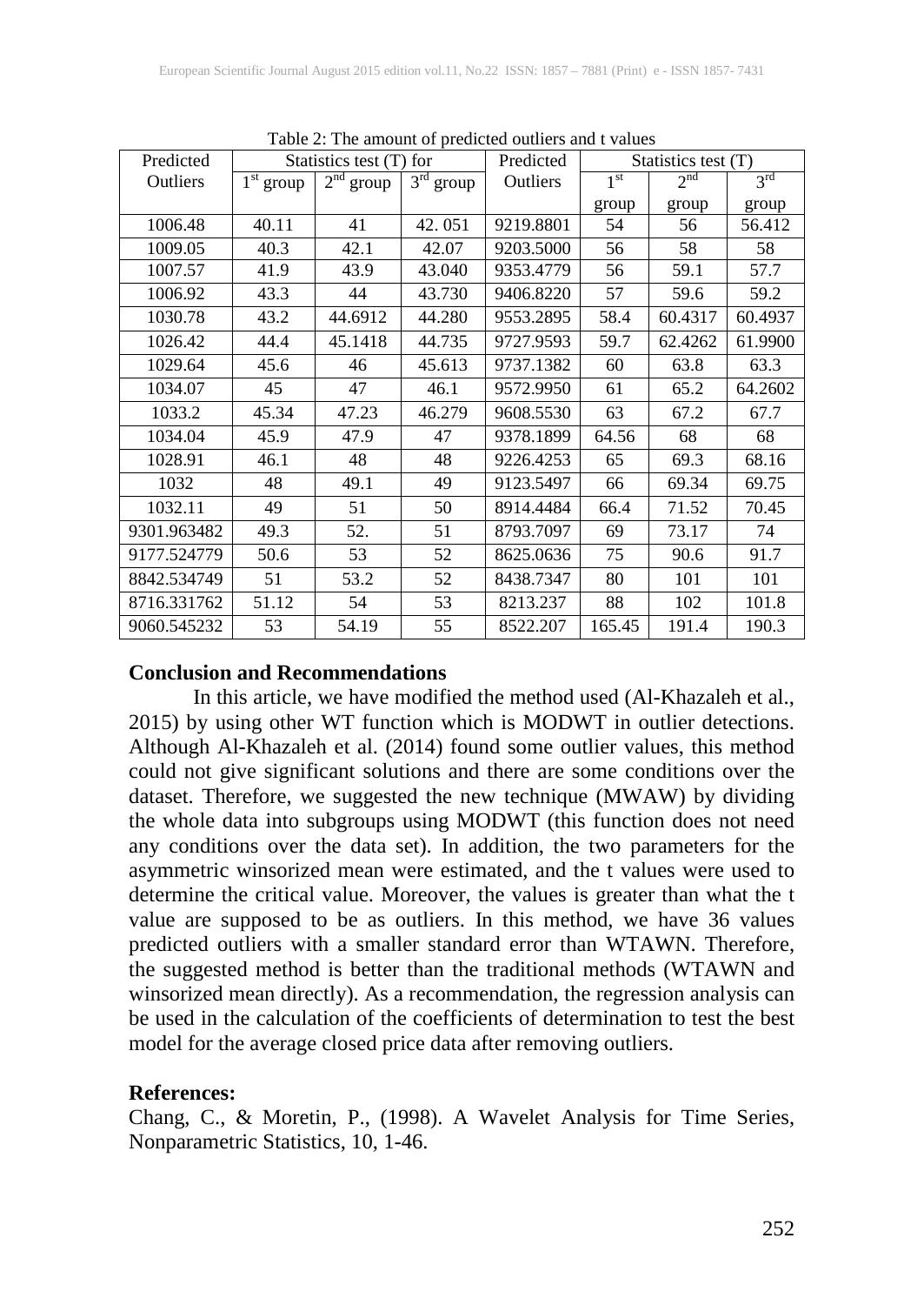Table 2: The amount of predicted outliers and t values

| Predicted Outliers | Statistics test (T) for | | | Predicted Outliers | Statistics test (T) | | |
|---|---|---|---|---|---|---|---|
| | 1st group | 2nd group | 3rd group | | 1st group | 2nd group | 3rd group |
| 1006.48 | 40.11 | 41 | 42. 051 | 9219.8801 | 54 | 56 | 56.412 |
| 1009.05 | 40.3 | 42.1 | 42.07 | 9203.5000 | 56 | 58 | 58 |
| 1007.57 | 41.9 | 43.9 | 43.040 | 9353.4779 | 56 | 59.1 | 57.7 |
| 1006.92 | 43.3 | 44 | 43.730 | 9406.8220 | 57 | 59.6 | 59.2 |
| 1030.78 | 43.2 | 44.6912 | 44.280 | 9553.2895 | 58.4 | 60.4317 | 60.4937 |
| 1026.42 | 44.4 | 45.1418 | 44.735 | 9727.9593 | 59.7 | 62.4262 | 61.9900 |
| 1029.64 | 45.6 | 46 | 45.613 | 9737.1382 | 60 | 63.8 | 63.3 |
| 1034.07 | 45 | 47 | 46.1 | 9572.9950 | 61 | 65.2 | 64.2602 |
| 1033.2 | 45.34 | 47.23 | 46.279 | 9608.5530 | 63 | 67.2 | 67.7 |
| 1034.04 | 45.9 | 47.9 | 47 | 9378.1899 | 64.56 | 68 | 68 |
| 1028.91 | 46.1 | 48 | 48 | 9226.4253 | 65 | 69.3 | 68.16 |
| 1032 | 48 | 49.1 | 49 | 9123.5497 | 66 | 69.34 | 69.75 |
| 1032.11 | 49 | 51 | 50 | 8914.4484 | 66.4 | 71.52 | 70.45 |
| 9301.963482 | 49.3 | 52. | 51 | 8793.7097 | 69 | 73.17 | 74 |
| 9177.524779 | 50.6 | 53 | 52 | 8625.0636 | 75 | 90.6 | 91.7 |
| 8842.534749 | 51 | 53.2 | 52 | 8438.7347 | 80 | 101 | 101 |
| 8716.331762 | 51.12 | 54 | 53 | 8213.237 | 88 | 102 | 101.8 |
| 9060.545232 | 53 | 54.19 | 55 | 8522.207 | 165.45 | 191.4 | 190.3 |

**Conclusion and Recommendations**

In this article, we have modified the method used (Al-Khazaleh et al., 2015) by using other WT function which is MODWT in outlier detections. Although Al-Khazaleh et al. (2014) found some outlier values, this method could not give significant solutions and there are some conditions over the dataset. Therefore, we suggested the new technique (MWAW) by dividing the whole data into subgroups using MODWT (this function does not need any conditions over the data set). In addition, the two parameters for the asymmetric winsorized mean were estimated, and the t values were used to determine the critical value. Moreover, the values is greater than what the t value are supposed to be as outliers. In this method, we have 36 values predicted outliers with a smaller standard error than WTAWN. Therefore, the suggested method is better than the traditional methods (WTAWN and winsorized mean directly). As a recommendation, the regression analysis can be used in the calculation of the coefficients of determination to test the best model for the average closed price data after removing outliers.

**References:**

Chang, C., & Moretin, P., (1998). A Wavelet Analysis for Time Series, Nonparametric Statistics, 10, 1-46.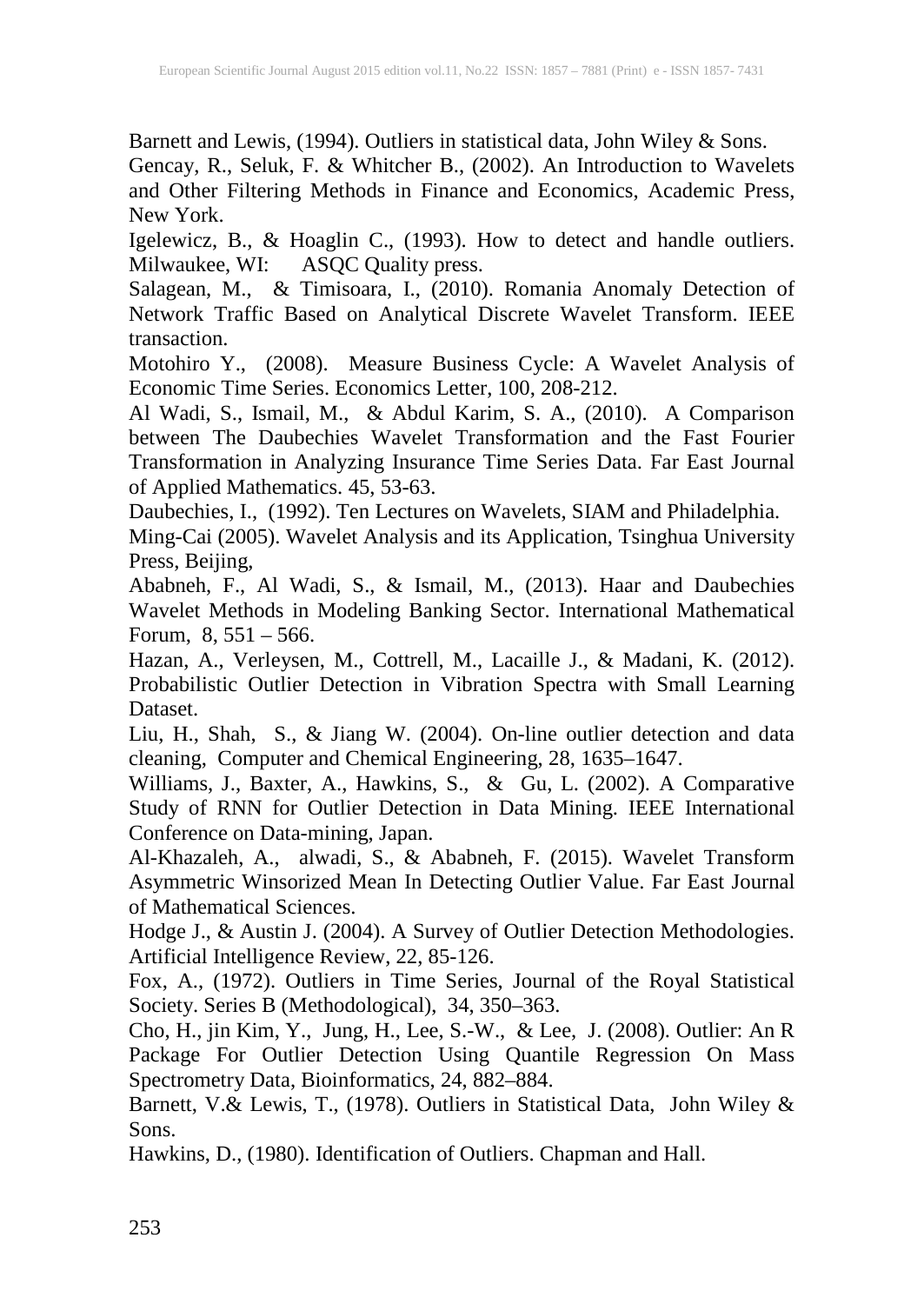Barnett and Lewis, (1994). Outliers in statistical data, John Wiley & Sons.

Gencay, R., Seluk, F. & Whitcher B., (2002). An Introduction to Wavelets and Other Filtering Methods in Finance and Economics, Academic Press, New York.

Igelewicz, B., & Hoaglin C., (1993). How to detect and handle outliers. Milwaukee, WI: ASQC Quality press.

Salagean, M., & Timisoara, I., (2010). Romania Anomaly Detection of Network Traffic Based on Analytical Discrete Wavelet Transform. IEEE transaction.

Motohiro Y., (2008). Measure Business Cycle: A Wavelet Analysis of Economic Time Series. Economics Letter, 100, 208-212.

Al Wadi, S., Ismail, M., & Abdul Karim, S. A., (2010). A Comparison between The Daubechies Wavelet Transformation and the Fast Fourier Transformation in Analyzing Insurance Time Series Data. Far East Journal of Applied Mathematics. 45, 53-63.

Daubechies, I., (1992). Ten Lectures on Wavelets, SIAM and Philadelphia.

Ming-Cai (2005). Wavelet Analysis and its Application, Tsinghua University Press, Beijing,

Ababneh, F., Al Wadi, S., & Ismail, M., (2013). Haar and Daubechies Wavelet Methods in Modeling Banking Sector. International Mathematical Forum, 8, 551 – 566.

Hazan, A., Verleysen, M., Cottrell, M., Lacaille J., & Madani, K. (2012). Probabilistic Outlier Detection in Vibration Spectra with Small Learning Dataset.

Liu, H., Shah, S., & Jiang W. (2004). On-line outlier detection and data cleaning, Computer and Chemical Engineering, 28, 1635–1647.

Williams, J., Baxter, A., Hawkins, S., & Gu, L. (2002). A Comparative Study of RNN for Outlier Detection in Data Mining. IEEE International Conference on Data-mining, Japan.

Al-Khazaleh, A., alwadi, S., & Ababneh, F. (2015). Wavelet Transform Asymmetric Winsorized Mean In Detecting Outlier Value. Far East Journal of Mathematical Sciences.

Hodge J., & Austin J. (2004). A Survey of Outlier Detection Methodologies. Artificial Intelligence Review, 22, 85-126.

Fox, A., (1972). Outliers in Time Series, Journal of the Royal Statistical Society. Series B (Methodological), 34, 350–363.

Cho, H., jin Kim, Y., Jung, H., Lee, S.-W., & Lee, J. (2008). Outlier: An R Package For Outlier Detection Using Quantile Regression On Mass Spectrometry Data, Bioinformatics, 24, 882–884.

Barnett, V.& Lewis, T., (1978). Outliers in Statistical Data, John Wiley & Sons.

Hawkins, D., (1980). Identification of Outliers. Chapman and Hall.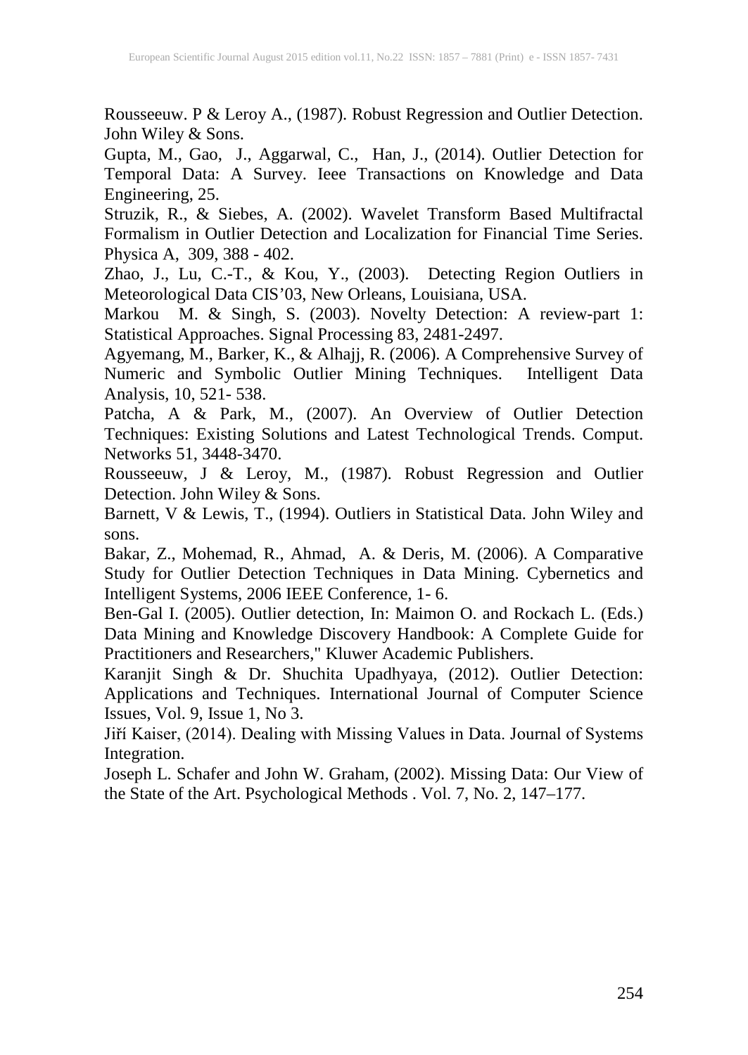Rousseeuw. P & Leroy A., (1987). Robust Regression and Outlier Detection. John Wiley & Sons.

Gupta, M., Gao, J., Aggarwal, C., Han, J., (2014). Outlier Detection for Temporal Data: A Survey. Ieee Transactions on Knowledge and Data Engineering, 25.

Struzik, R., & Siebes, A. (2002). Wavelet Transform Based Multifractal Formalism in Outlier Detection and Localization for Financial Time Series. Physica A, 309, 388 - 402.

Zhao, J., Lu, C.-T., & Kou, Y., (2003). Detecting Region Outliers in Meteorological Data CIS'03, New Orleans, Louisiana, USA.

Markou M. & Singh, S. (2003). Novelty Detection: A review-part 1: Statistical Approaches. Signal Processing 83, 2481-2497.

Agyemang, M., Barker, K., & Alhajj, R. (2006). A Comprehensive Survey of Numeric and Symbolic Outlier Mining Techniques. Intelligent Data Analysis, 10, 521- 538.

Patcha, A & Park, M., (2007). An Overview of Outlier Detection Techniques: Existing Solutions and Latest Technological Trends. Comput. Networks 51, 3448-3470.

Rousseeuw, J & Leroy, M., (1987). Robust Regression and Outlier Detection. John Wiley & Sons.

Barnett, V & Lewis, T., (1994). Outliers in Statistical Data. John Wiley and sons.

Bakar, Z., Mohemad, R., Ahmad, A. & Deris, M. (2006). A Comparative Study for Outlier Detection Techniques in Data Mining. Cybernetics and Intelligent Systems, 2006 IEEE Conference, 1- 6.

Ben-Gal I. (2005). Outlier detection, In: Maimon O. and Rockach L. (Eds.) Data Mining and Knowledge Discovery Handbook: A Complete Guide for Practitioners and Researchers," Kluwer Academic Publishers.

Karanjit Singh & Dr. Shuchita Upadhyaya, (2012). Outlier Detection: Applications and Techniques. International Journal of Computer Science Issues, Vol. 9, Issue 1, No 3.

Jiří Kaiser, (2014). Dealing with Missing Values in Data. Journal of Systems Integration.

Joseph L. Schafer and John W. Graham, (2002). Missing Data: Our View of the State of the Art. Psychological Methods . Vol. 7, No. 2, 147–177.